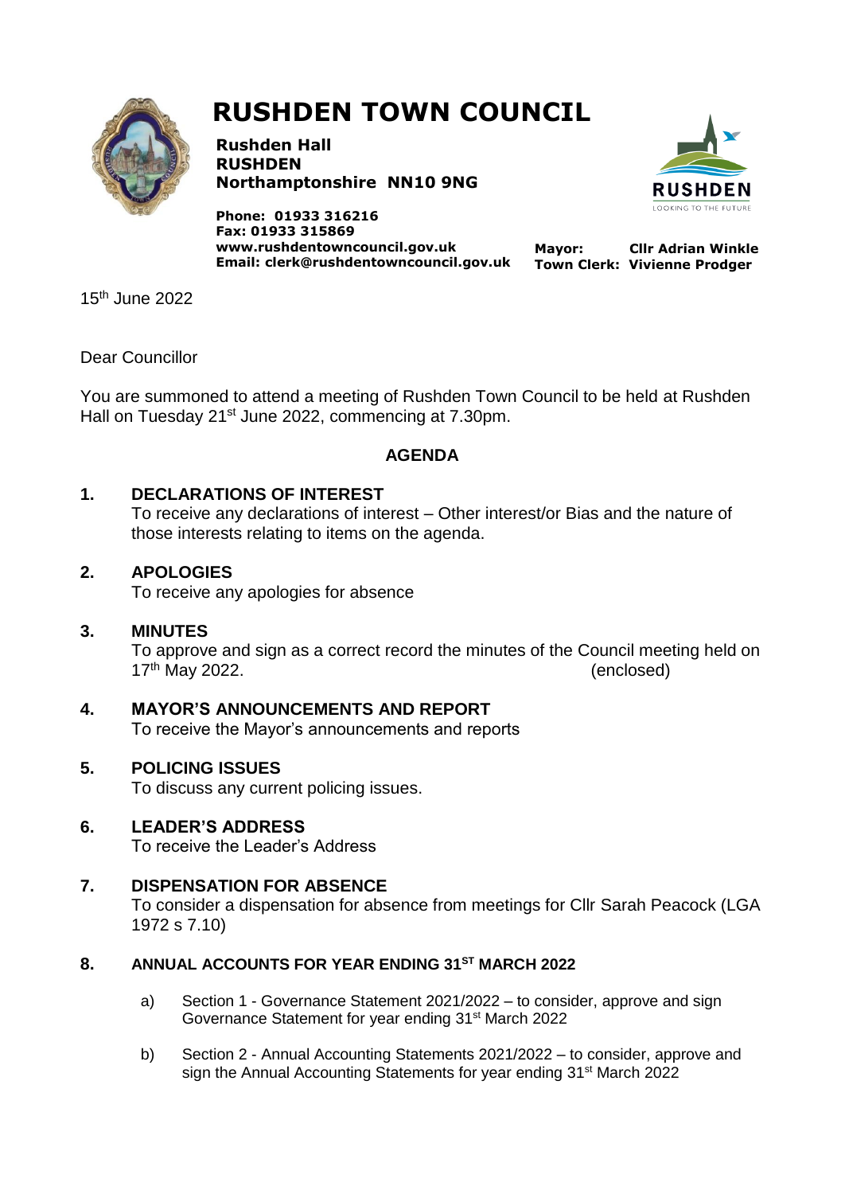# RUSHDEN TOWN COUNCIL

**Rushden Hall**
**RUSHDEN**
**Northamptonshire NN10 9NG**

**Phone: 01933 316216**
**Fax: 01933 315869**
**www.rushdentowncouncil.gov.uk**
**Email: clerk@rushdentowncouncil.gov.uk**

**Mayor:** **Cllr Adrian Winkle**
**Town Clerk:** **Vivienne Prodger**

15th June 2022

Dear Councillor

You are summoned to attend a meeting of Rushden Town Council to be held at Rushden Hall on Tuesday 21st June 2022, commencing at 7.30pm.

## AGENDA

**1. DECLARATIONS OF INTEREST**
To receive any declarations of interest – Other interest/or Bias and the nature of those interests relating to items on the agenda.

**2. APOLOGIES**
To receive any apologies for absence

**3. MINUTES**
To approve and sign as a correct record the minutes of the Council meeting held on 17th May 2022. (enclosed)

**4. MAYOR'S ANNOUNCEMENTS AND REPORT**
To receive the Mayor's announcements and reports

**5. POLICING ISSUES**
To discuss any current policing issues.

**6. LEADER'S ADDRESS**
To receive the Leader's Address

**7. DISPENSATION FOR ABSENCE**
To consider a dispensation for absence from meetings for Cllr Sarah Peacock (LGA 1972 s 7.10)

**8. ANNUAL ACCOUNTS FOR YEAR ENDING 31ST MARCH 2022**

a) Section 1 - Governance Statement 2021/2022 – to consider, approve and sign Governance Statement for year ending 31st March 2022

b) Section 2 - Annual Accounting Statements 2021/2022 – to consider, approve and sign the Annual Accounting Statements for year ending 31st March 2022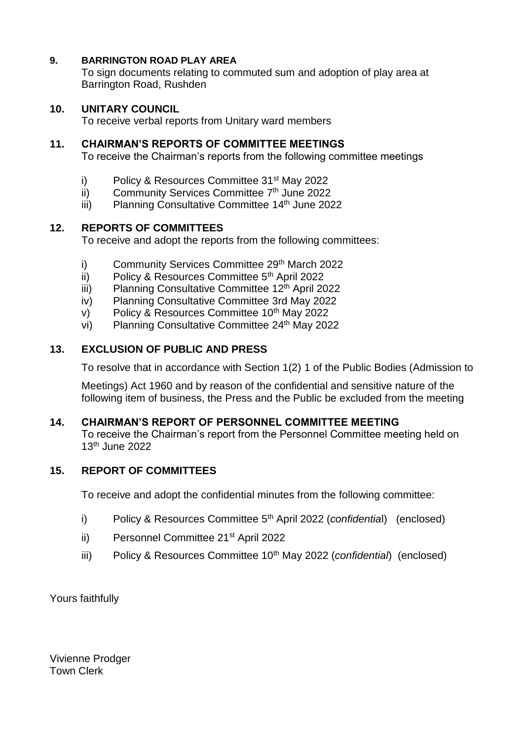**9. BARRINGTON ROAD PLAY AREA**

To sign documents relating to commuted sum and adoption of play area at Barrington Road, Rushden

**10. UNITARY COUNCIL**

To receive verbal reports from Unitary ward members

**11. CHAIRMAN'S REPORTS OF COMMITTEE MEETINGS**

To receive the Chairman's reports from the following committee meetings

- i) Policy & Resources Committee 31st May 2022
- ii) Community Services Committee 7th June 2022
- iii) Planning Consultative Committee 14th June 2022

**12. REPORTS OF COMMITTEES**

To receive and adopt the reports from the following committees:

- i) Community Services Committee 29th March 2022
- ii) Policy & Resources Committee 5th April 2022
- iii) Planning Consultative Committee 12th April 2022
- iv) Planning Consultative Committee 3rd May 2022
- v) Policy & Resources Committee 10th May 2022
- vi) Planning Consultative Committee 24th May 2022

**13. EXCLUSION OF PUBLIC AND PRESS**

To resolve that in accordance with Section 1(2) 1 of the Public Bodies (Admission to Meetings) Act 1960 and by reason of the confidential and sensitive nature of the following item of business, the Press and the Public be excluded from the meeting

**14. CHAIRMAN'S REPORT OF PERSONNEL COMMITTEE MEETING**

To receive the Chairman's report from the Personnel Committee meeting held on 13th June 2022

**15. REPORT OF COMMITTEES**

To receive and adopt the confidential minutes from the following committee:

- i) Policy & Resources Committee 5th April 2022 (*confidential*) (enclosed)
- ii) Personnel Committee 21st April 2022
- iii) Policy & Resources Committee 10th May 2022 (*confidential*) (enclosed)

Yours faithfully

Vivienne Prodger
Town Clerk